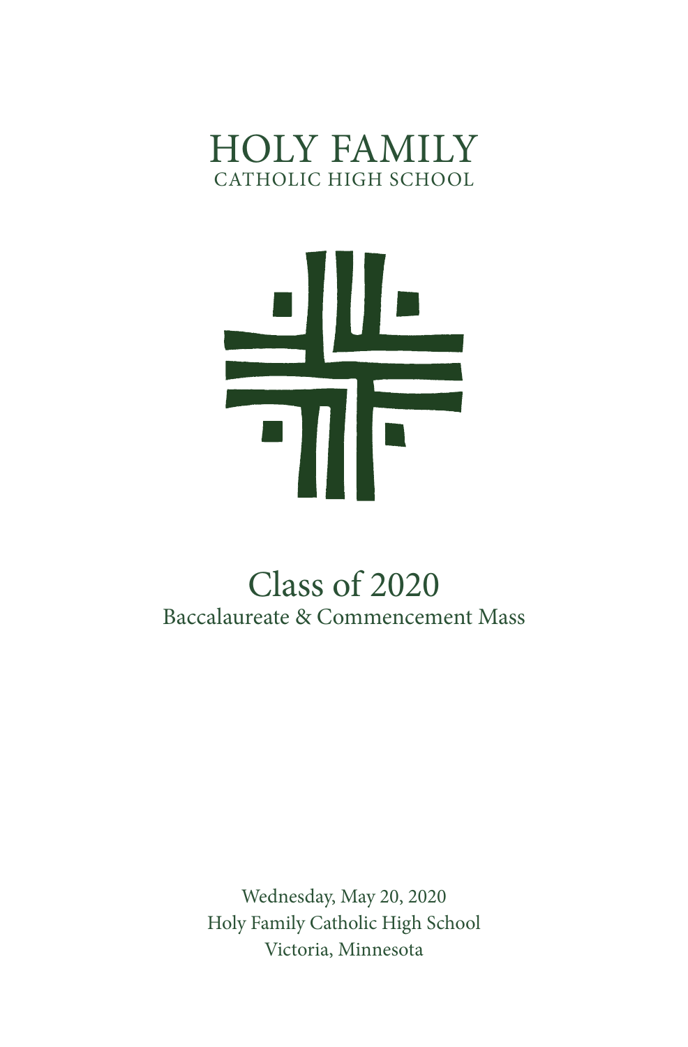# HOLY FAMILY

CATHOLIC HIGH SCHOOL

## Class of 2020

Baccalaureate & Commencement Mass

Wednesday, May 20, 2020

Holy Family Catholic High School

Victoria, Minnesota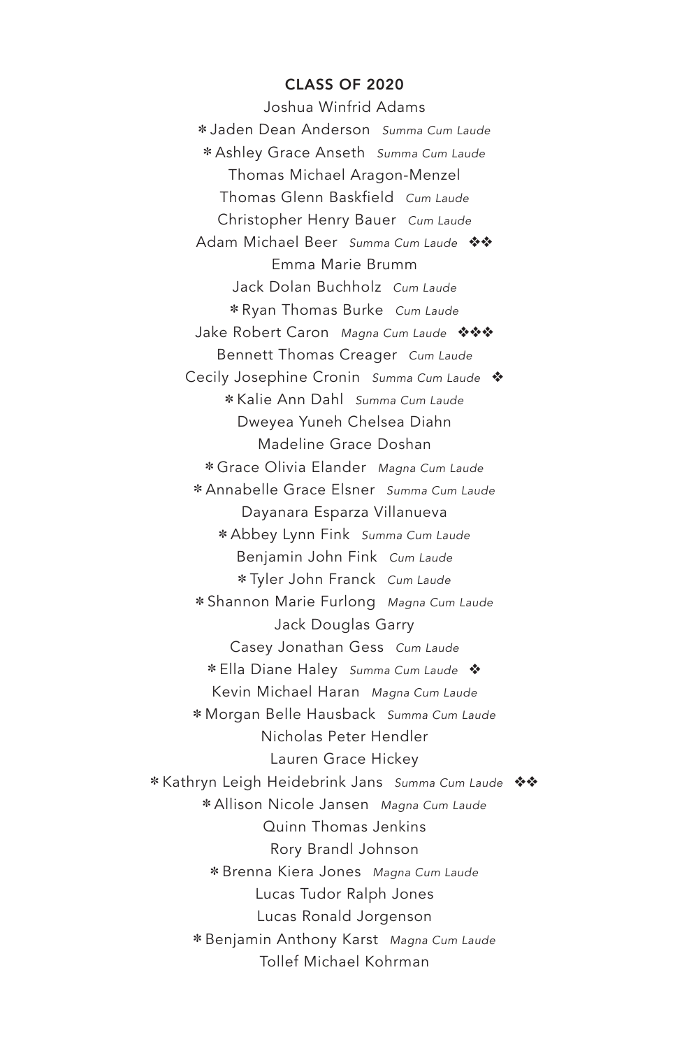## CLASS OF 2020

Joshua Winfrid Adams

✻Jaden Dean Anderson *Summa Cum Laude*

✻Ashley Grace Anseth *Summa Cum Laude*

Thomas Michael Aragon-Menzel

Thomas Glenn Baskfield *Cum Laude*

Christopher Henry Bauer *Cum Laude*

Adam Michael Beer *Summa Cum Laude* ❖❖

Emma Marie Brumm

Jack Dolan Buchholz *Cum Laude*

✻Ryan Thomas Burke *Cum Laude*

Jake Robert Caron *Magna Cum Laude* ❖❖❖

Bennett Thomas Creager *Cum Laude*

Cecily Josephine Cronin *Summa Cum Laude* ❖

✻Kalie Ann Dahl *Summa Cum Laude*

Dweyea Yuneh Chelsea Diahn

Madeline Grace Doshan

✻Grace Olivia Elander *Magna Cum Laude*

✻Annabelle Grace Elsner *Summa Cum Laude*

Dayanara Esparza Villanueva

✻Abbey Lynn Fink *Summa Cum Laude*

Benjamin John Fink *Cum Laude*

✻Tyler John Franck *Cum Laude*

✻Shannon Marie Furlong *Magna Cum Laude*

Jack Douglas Garry

Casey Jonathan Gess *Cum Laude*

✻Ella Diane Haley *Summa Cum Laude* ❖

Kevin Michael Haran *Magna Cum Laude*

✻Morgan Belle Hausback *Summa Cum Laude*

Nicholas Peter Hendler

Lauren Grace Hickey

✻Kathryn Leigh Heidebrink Jans *Summa Cum Laude* ❖❖

✻Allison Nicole Jansen *Magna Cum Laude*

Quinn Thomas Jenkins

Rory Brandl Johnson

✻Brenna Kiera Jones *Magna Cum Laude*

Lucas Tudor Ralph Jones

Lucas Ronald Jorgenson

✻Benjamin Anthony Karst *Magna Cum Laude*

Tollef Michael Kohrman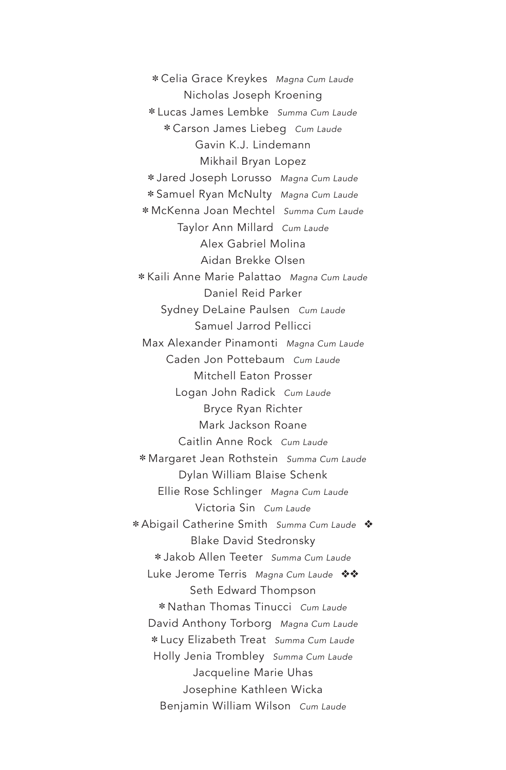*Celia Grace Kreykes *Magna Cum Laude*

Nicholas Joseph Kroening

*Lucas James Lembke *Summa Cum Laude*

*Carson James Liebeg *Cum Laude*

Gavin K.J. Lindemann

Mikhail Bryan Lopez

*Jared Joseph Lorusso *Magna Cum Laude*

*Samuel Ryan McNulty *Magna Cum Laude*

*McKenna Joan Mechtel *Summa Cum Laude*

Taylor Ann Millard *Cum Laude*

Alex Gabriel Molina

Aidan Brekke Olsen

*Kaili Anne Marie Palattao *Magna Cum Laude*

Daniel Reid Parker

Sydney DeLaine Paulsen *Cum Laude*

Samuel Jarrod Pellicci

Max Alexander Pinamonti *Magna Cum Laude*

Caden Jon Pottebaum *Cum Laude*

Mitchell Eaton Prosser

Logan John Radick *Cum Laude*

Bryce Ryan Richter

Mark Jackson Roane

Caitlin Anne Rock *Cum Laude*

*Margaret Jean Rothstein *Summa Cum Laude*

Dylan William Blaise Schenk

Ellie Rose Schlinger *Magna Cum Laude*

Victoria Sin *Cum Laude*

*Abigail Catherine Smith *Summa Cum Laude* ❖

Blake David Stedronsky

*Jakob Allen Teeter *Summa Cum Laude*

Luke Jerome Terris *Magna Cum Laude* ❖❖

Seth Edward Thompson

*Nathan Thomas Tinucci *Cum Laude*

David Anthony Torborg *Magna Cum Laude*

*Lucy Elizabeth Treat *Summa Cum Laude*

Holly Jenia Trombley *Summa Cum Laude*

Jacqueline Marie Uhas

Josephine Kathleen Wicka

Benjamin William Wilson *Cum Laude*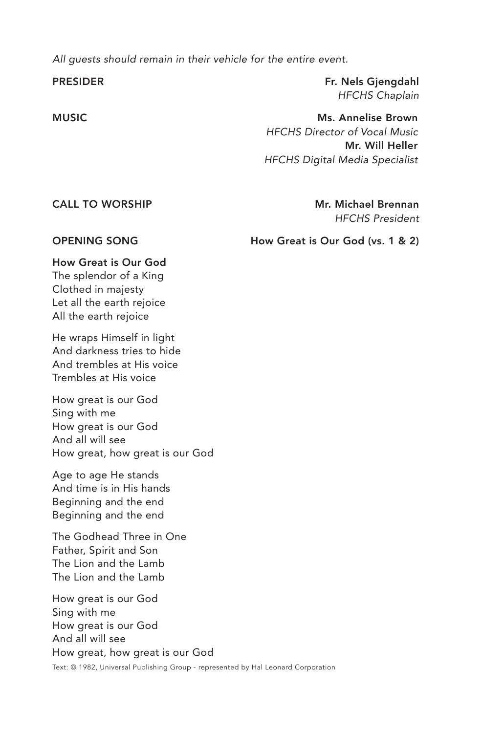*All guests should remain in their vehicle for the entire event.*

**PRESIDER** — **Fr. Nels Gjengdahl**
*HFCHS Chaplain*

**MUSIC** — **Ms. Annelise Brown**
*HFCHS Director of Vocal Music*
**Mr. Will Heller**
*HFCHS Digital Media Specialist*

**CALL TO WORSHIP** — **Mr. Michael Brennan**
*HFCHS President*

**OPENING SONG** — **How Great is Our God (vs. 1 & 2)**

**How Great is Our God**
The splendor of a King
Clothed in majesty
Let all the earth rejoice
All the earth rejoice

He wraps Himself in light
And darkness tries to hide
And trembles at His voice
Trembles at His voice

How great is our God
Sing with me
How great is our God
And all will see
How great, how great is our God

Age to age He stands
And time is in His hands
Beginning and the end
Beginning and the end

The Godhead Three in One
Father, Spirit and Son
The Lion and the Lamb
The Lion and the Lamb

How great is our God
Sing with me
How great is our God
And all will see
How great, how great is our God

Text: © 1982, Universal Publishing Group - represented by Hal Leonard Corporation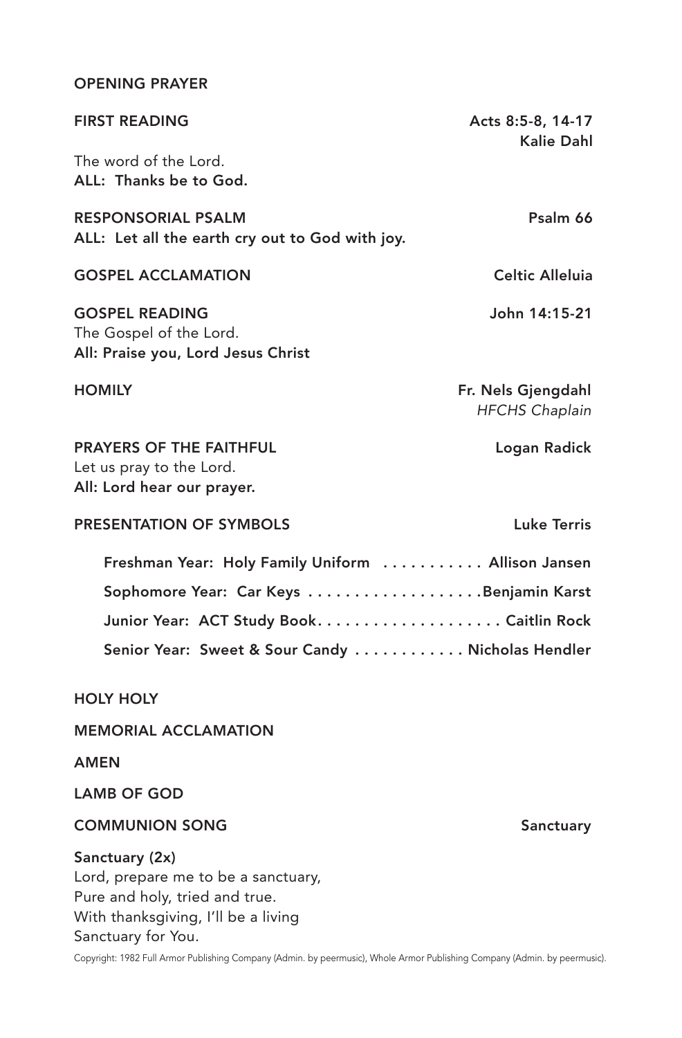**OPENING PRAYER**

**FIRST READING** — **Acts 8:5-8, 14-17**
**Kalie Dahl**

The word of the Lord.
**ALL: Thanks be to God.**

**RESPONSORIAL PSALM** — **Psalm 66**
**ALL: Let all the earth cry out to God with joy.**

**GOSPEL ACCLAMATION** — **Celtic Alleluia**

**GOSPEL READING** — **John 14:15-21**
The Gospel of the Lord.
**All: Praise you, Lord Jesus Christ**

**HOMILY** — **Fr. Nels Gjengdahl**
*HFCHS Chaplain*

**PRAYERS OF THE FAITHFUL** — **Logan Radick**
Let us pray to the Lord.
**All: Lord hear our prayer.**

**PRESENTATION OF SYMBOLS** — **Luke Terris**

**Freshman Year: Holy Family Uniform . . . . . . . . . . . Allison Jansen**
**Sophomore Year: Car Keys . . . . . . . . . . . . . . . . . . .Benjamin Karst**
**Junior Year: ACT Study Book. . . . . . . . . . . . . . . . . . . . Caitlin Rock**
**Senior Year: Sweet & Sour Candy . . . . . . . . . . . . Nicholas Hendler**

**HOLY HOLY**

**MEMORIAL ACCLAMATION**

**AMEN**

**LAMB OF GOD**

**COMMUNION SONG** — **Sanctuary**

**Sanctuary (2x)**
Lord, prepare me to be a sanctuary,
Pure and holy, tried and true.
With thanksgiving, I'll be a living
Sanctuary for You.

Copyright: 1982 Full Armor Publishing Company (Admin. by peermusic), Whole Armor Publishing Company (Admin. by peermusic).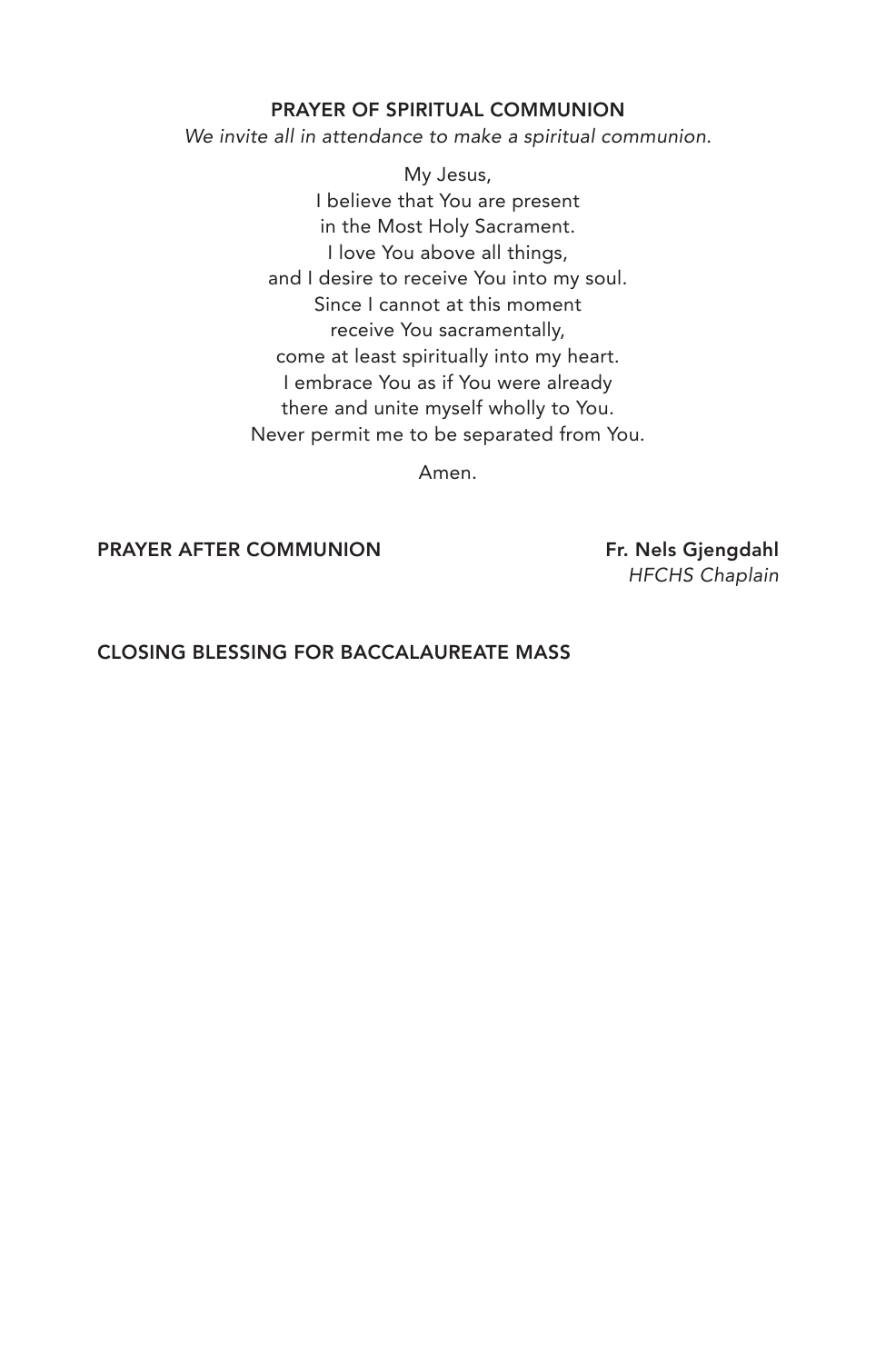## PRAYER OF SPIRITUAL COMMUNION

*We invite all in attendance to make a spiritual communion.*

My Jesus,
I believe that You are present
in the Most Holy Sacrament.
I love You above all things,
and I desire to receive You into my soul.
Since I cannot at this moment
receive You sacramentally,
come at least spiritually into my heart.
I embrace You as if You were already
there and unite myself wholly to You.
Never permit me to be separated from You.

Amen.

**PRAYER AFTER COMMUNION** — **Fr. Nels Gjengdahl**
*HFCHS Chaplain*

**CLOSING BLESSING FOR BACCALAUREATE MASS**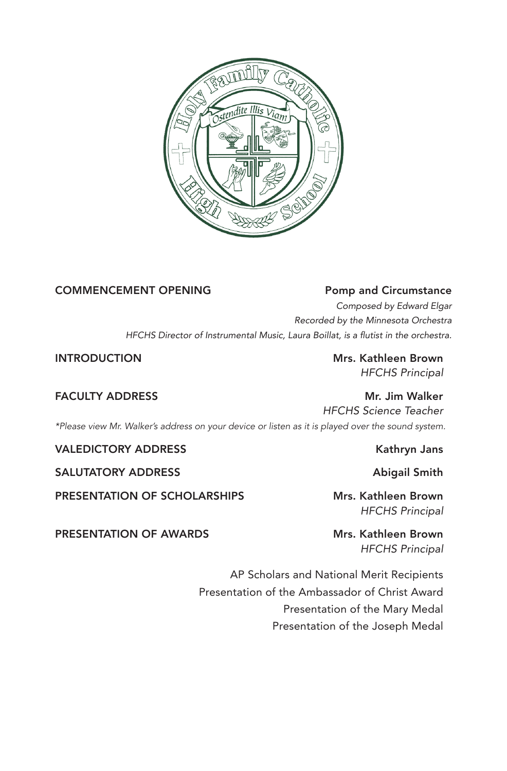**COMMENCEMENT OPENING** — **Pomp and Circumstance**

*Composed by Edward Elgar*
*Recorded by the Minnesota Orchestra*
*HFCHS Director of Instrumental Music, Laura Boillat, is a flutist in the orchestra.*

**INTRODUCTION** — **Mrs. Kathleen Brown**
*HFCHS Principal*

**FACULTY ADDRESS** — **Mr. Jim Walker**
*HFCHS Science Teacher*

**Please view Mr. Walker's address on your device or listen as it is played over the sound system.*

**VALEDICTORY ADDRESS** — **Kathryn Jans**

**SALUTATORY ADDRESS** — **Abigail Smith**

**PRESENTATION OF SCHOLARSHIPS** — **Mrs. Kathleen Brown**
*HFCHS Principal*

**PRESENTATION OF AWARDS** — **Mrs. Kathleen Brown**
*HFCHS Principal*

AP Scholars and National Merit Recipients
Presentation of the Ambassador of Christ Award
Presentation of the Mary Medal
Presentation of the Joseph Medal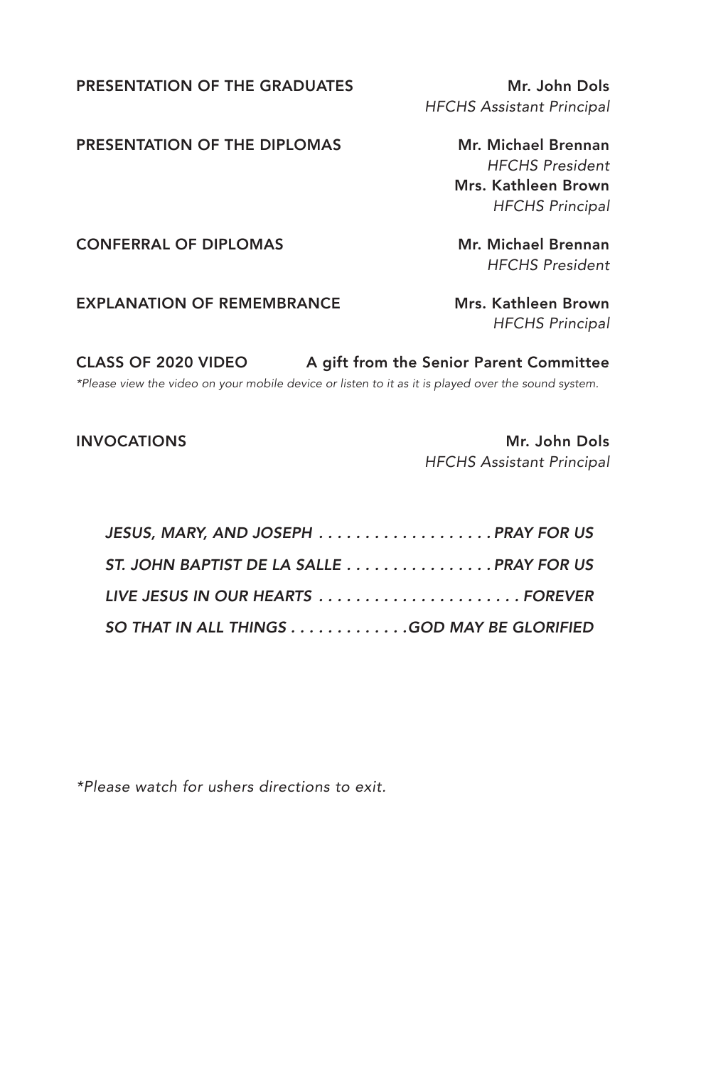**PRESENTATION OF THE GRADUATES** — **Mr. John Dols**
*HFCHS Assistant Principal*

**PRESENTATION OF THE DIPLOMAS** — **Mr. Michael Brennan**
*HFCHS President*
**Mrs. Kathleen Brown**
*HFCHS Principal*

**CONFERRAL OF DIPLOMAS** — **Mr. Michael Brennan**
*HFCHS President*

**EXPLANATION OF REMEMBRANCE** — **Mrs. Kathleen Brown**
*HFCHS Principal*

**CLASS OF 2020 VIDEO** — **A gift from the Senior Parent Committee**

*\*Please view the video on your mobile device or listen to it as it is played over the sound system.*

**INVOCATIONS** — **Mr. John Dols**
*HFCHS Assistant Principal*

*JESUS, MARY, AND JOSEPH . . . . . . . . . . . . . . . . . . . PRAY FOR US*

*ST. JOHN BAPTIST DE LA SALLE . . . . . . . . . . . . . . . . PRAY FOR US*

*LIVE JESUS IN OUR HEARTS . . . . . . . . . . . . . . . . . . . . . . FOREVER*

*SO THAT IN ALL THINGS . . . . . . . . . . . . .GOD MAY BE GLORIFIED*

*\*Please watch for ushers directions to exit.*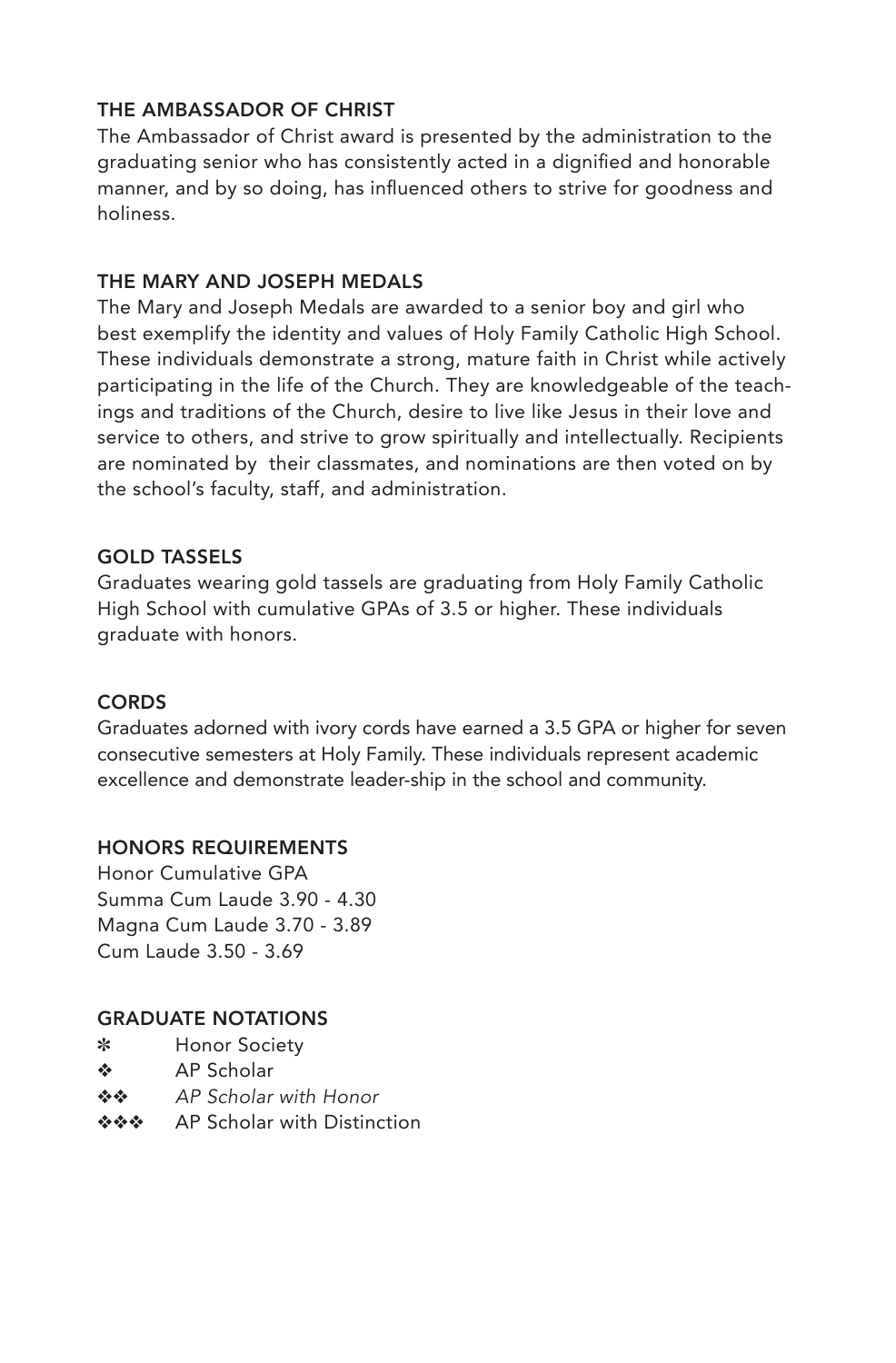## THE AMBASSADOR OF CHRIST

The Ambassador of Christ award is presented by the administration to the graduating senior who has consistently acted in a dignified and honorable manner, and by so doing, has influenced others to strive for goodness and holiness.

## THE MARY AND JOSEPH MEDALS

The Mary and Joseph Medals are awarded to a senior boy and girl who best exemplify the identity and values of Holy Family Catholic High School. These individuals demonstrate a strong, mature faith in Christ while actively participating in the life of the Church. They are knowledgeable of the teachings and traditions of the Church, desire to live like Jesus in their love and service to others, and strive to grow spiritually and intellectually. Recipients are nominated by their classmates, and nominations are then voted on by the school's faculty, staff, and administration.

## GOLD TASSELS

Graduates wearing gold tassels are graduating from Holy Family Catholic High School with cumulative GPAs of 3.5 or higher. These individuals graduate with honors.

## CORDS

Graduates adorned with ivory cords have earned a 3.5 GPA or higher for seven consecutive semesters at Holy Family. These individuals represent academic excellence and demonstrate leader-ship in the school and community.

## HONORS REQUIREMENTS

Honor Cumulative GPA
Summa Cum Laude 3.90 - 4.30
Magna Cum Laude 3.70 - 3.89
Cum Laude 3.50 - 3.69

## GRADUATE NOTATIONS

✻ Honor Society
❖ AP Scholar
❖❖ *AP Scholar with Honor*
❖❖❖ AP Scholar with Distinction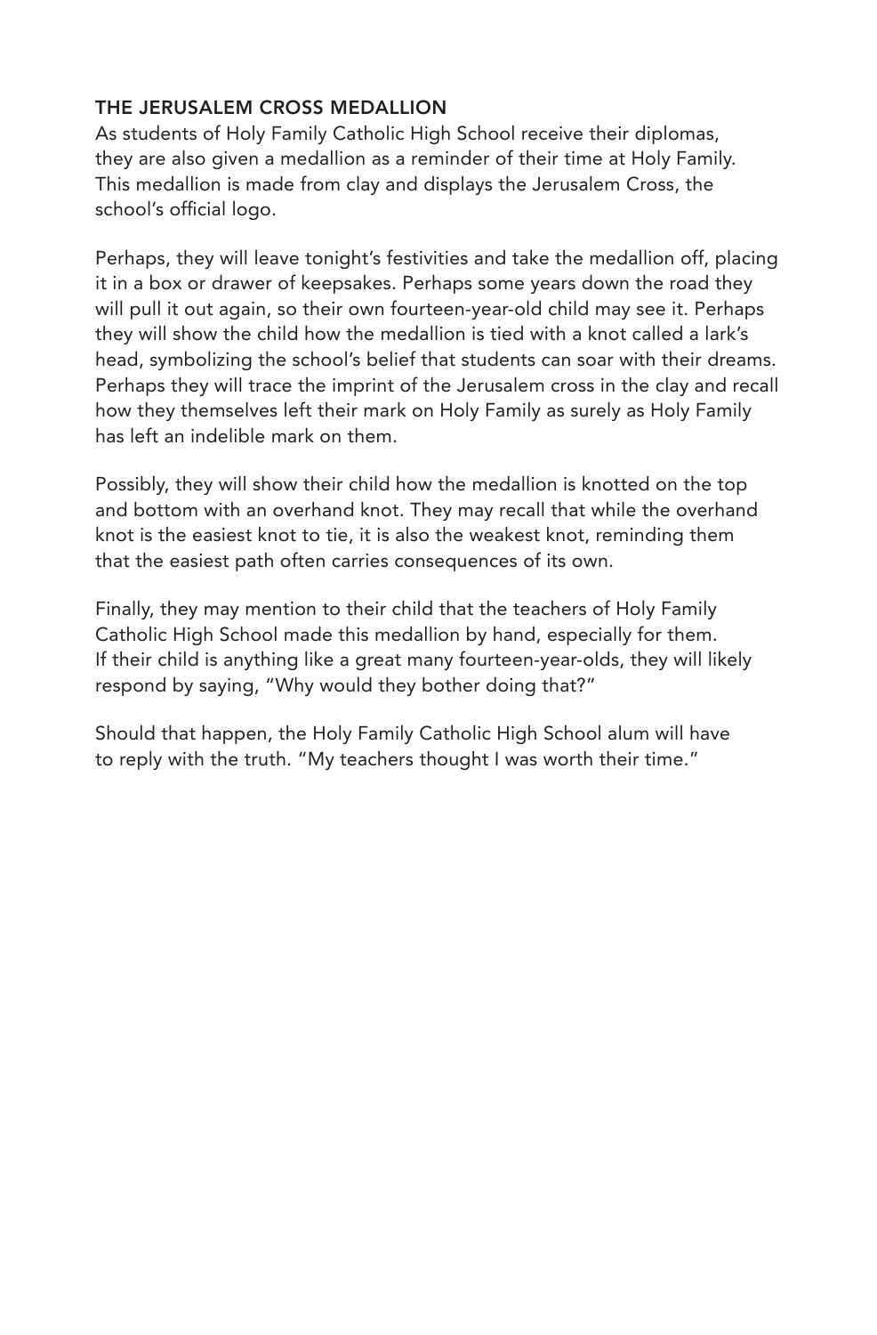## THE JERUSALEM CROSS MEDALLION

As students of Holy Family Catholic High School receive their diplomas, they are also given a medallion as a reminder of their time at Holy Family. This medallion is made from clay and displays the Jerusalem Cross, the school's official logo.

Perhaps, they will leave tonight's festivities and take the medallion off, placing it in a box or drawer of keepsakes. Perhaps some years down the road they will pull it out again, so their own fourteen-year-old child may see it. Perhaps they will show the child how the medallion is tied with a knot called a lark's head, symbolizing the school's belief that students can soar with their dreams. Perhaps they will trace the imprint of the Jerusalem cross in the clay and recall how they themselves left their mark on Holy Family as surely as Holy Family has left an indelible mark on them.

Possibly, they will show their child how the medallion is knotted on the top and bottom with an overhand knot. They may recall that while the overhand knot is the easiest knot to tie, it is also the weakest knot, reminding them that the easiest path often carries consequences of its own.

Finally, they may mention to their child that the teachers of Holy Family Catholic High School made this medallion by hand, especially for them. If their child is anything like a great many fourteen-year-olds, they will likely respond by saying, "Why would they bother doing that?"

Should that happen, the Holy Family Catholic High School alum will have to reply with the truth. "My teachers thought I was worth their time."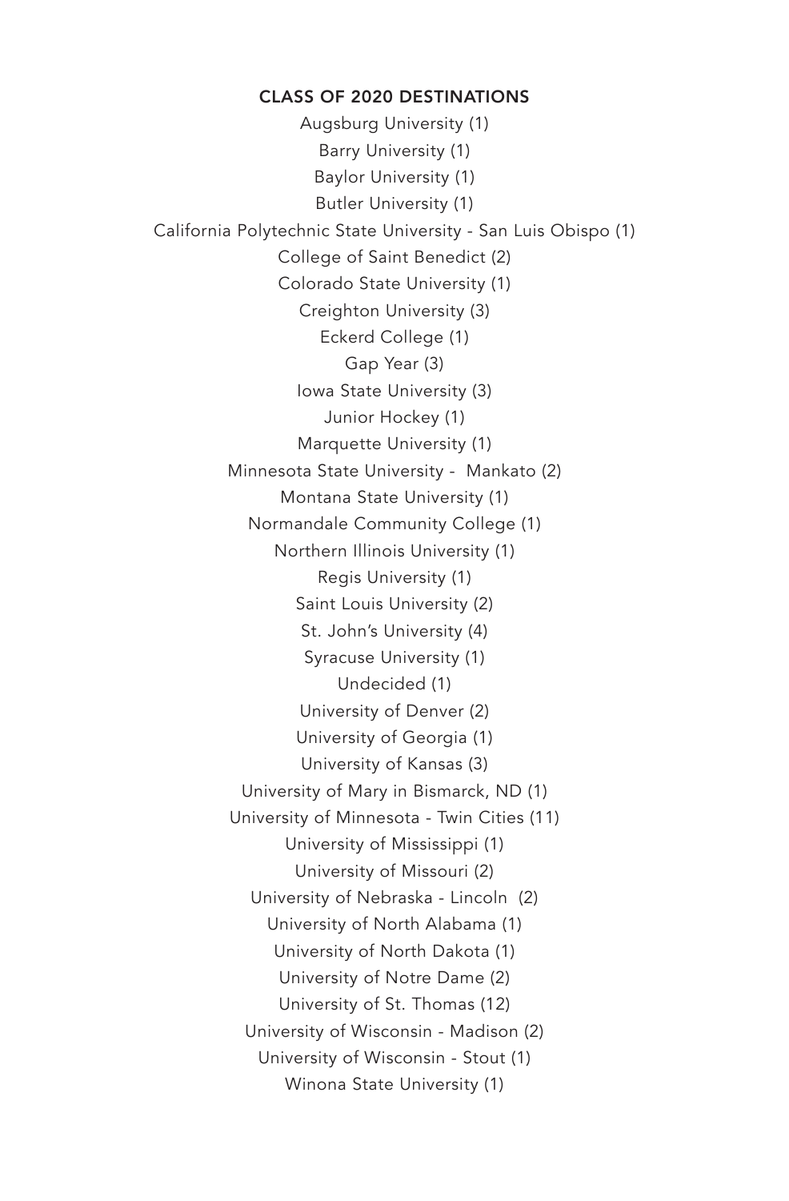## CLASS OF 2020 DESTINATIONS

Augsburg University (1)
Barry University (1)
Baylor University (1)
Butler University (1)
California Polytechnic State University - San Luis Obispo (1)
College of Saint Benedict (2)
Colorado State University (1)
Creighton University (3)
Eckerd College (1)
Gap Year (3)
Iowa State University (3)
Junior Hockey (1)
Marquette University (1)
Minnesota State University - Mankato (2)
Montana State University (1)
Normandale Community College (1)
Northern Illinois University (1)
Regis University (1)
Saint Louis University (2)
St. John's University (4)
Syracuse University (1)
Undecided (1)
University of Denver (2)
University of Georgia (1)
University of Kansas (3)
University of Mary in Bismarck, ND (1)
University of Minnesota - Twin Cities (11)
University of Mississippi (1)
University of Missouri (2)
University of Nebraska - Lincoln (2)
University of North Alabama (1)
University of North Dakota (1)
University of Notre Dame (2)
University of St. Thomas (12)
University of Wisconsin - Madison (2)
University of Wisconsin - Stout (1)
Winona State University (1)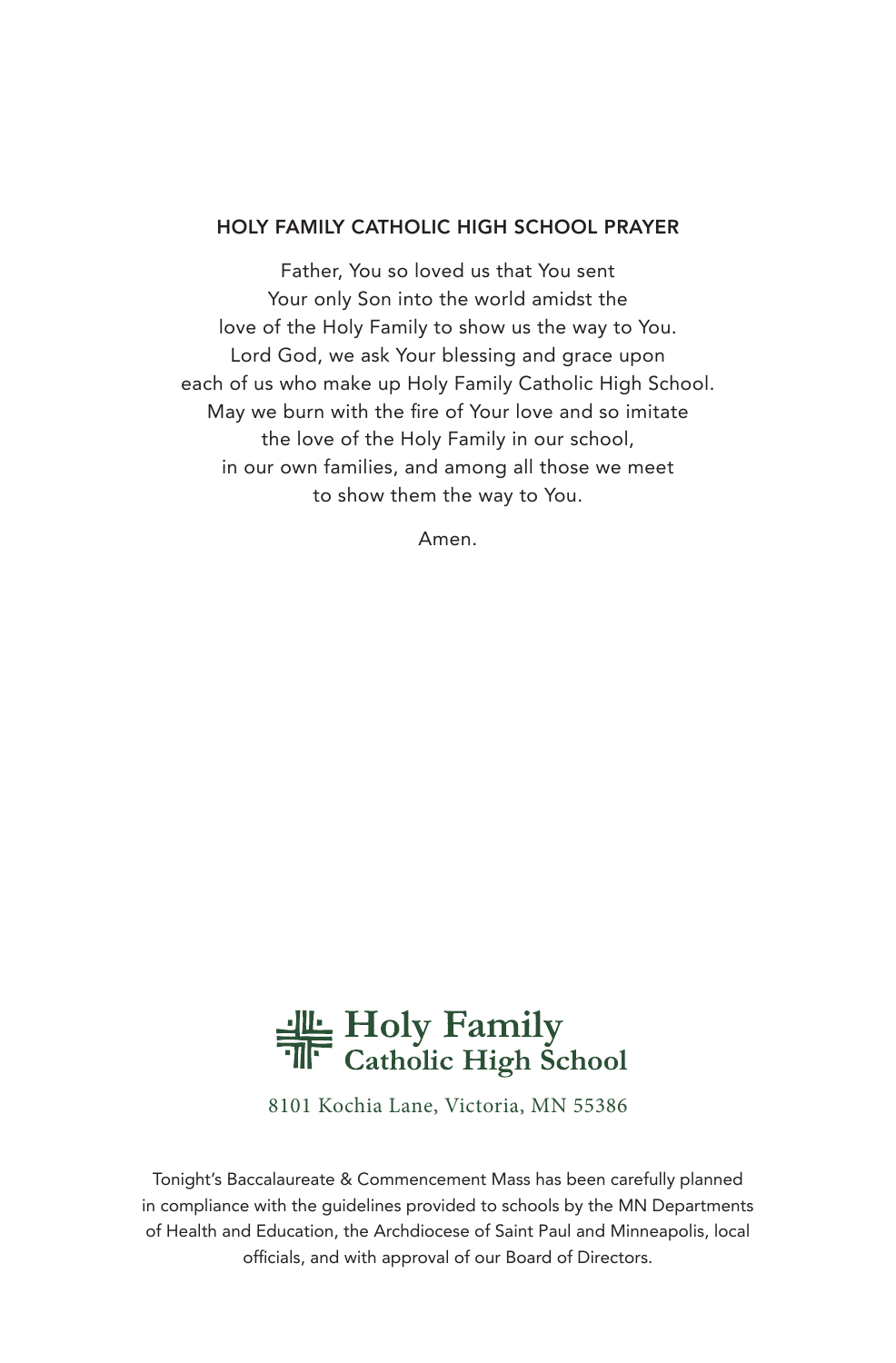## HOLY FAMILY CATHOLIC HIGH SCHOOL PRAYER

Father, You so loved us that You sent
Your only Son into the world amidst the
love of the Holy Family to show us the way to You.
Lord God, we ask Your blessing and grace upon
each of us who make up Holy Family Catholic High School.
May we burn with the fire of Your love and so imitate
the love of the Holy Family in our school,
in our own families, and among all those we meet
to show them the way to You.

Amen.

**Holy Family**
**Catholic High School**

8101 Kochia Lane, Victoria, MN 55386

Tonight's Baccalaureate & Commencement Mass has been carefully planned in compliance with the guidelines provided to schools by the MN Departments of Health and Education, the Archdiocese of Saint Paul and Minneapolis, local officials, and with approval of our Board of Directors.